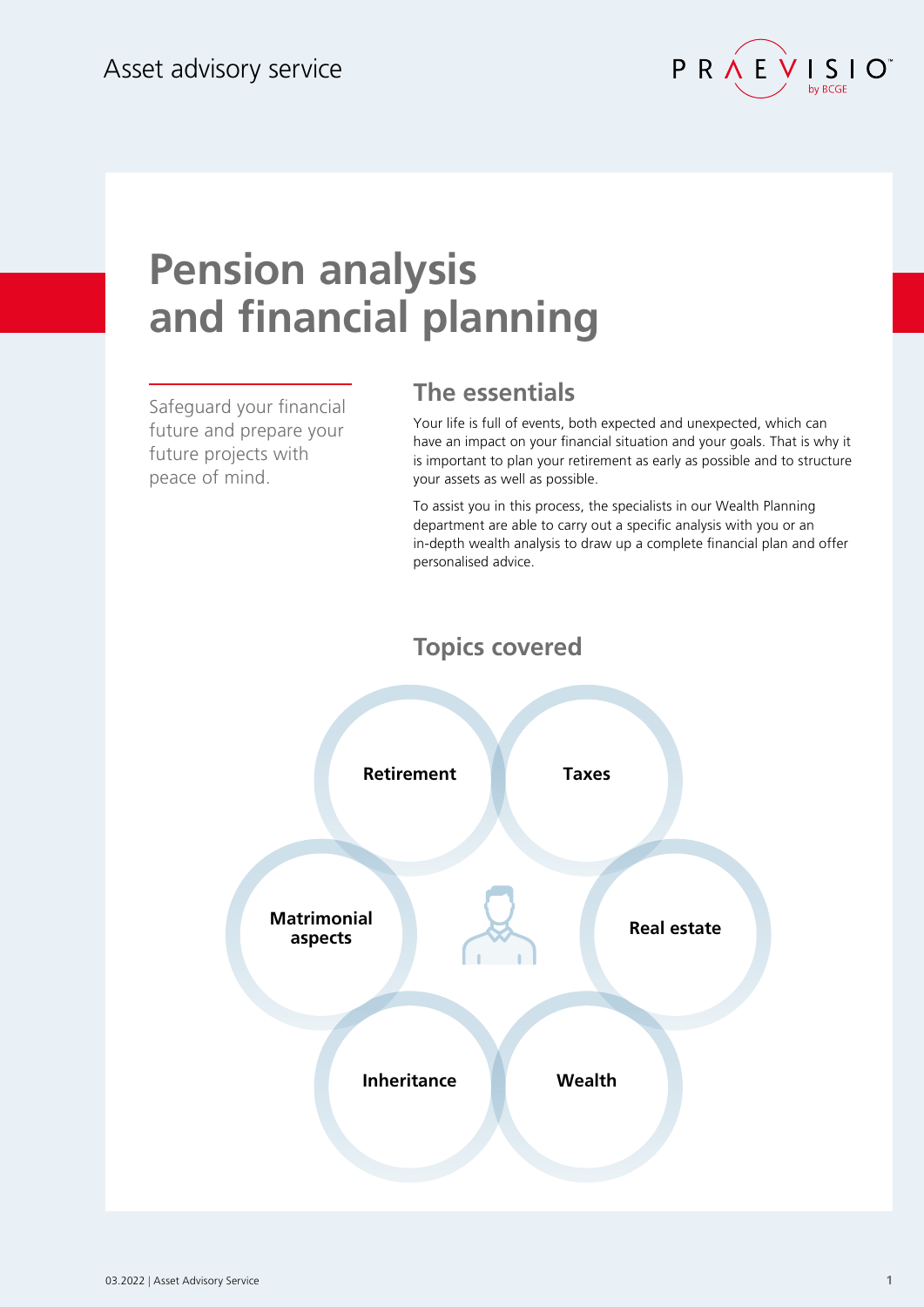Asset advisory service

# Pension analysis and financial planning

Safeguard your financial future and prepare your future projects with peace of mind.

## The essentials

Your life is full of events, both expected and unexpected, which can have an impact on your financial situation and your goals. That is why it is important to plan your retirement as early as possible and to structure your assets as well as possible.

To assist you in this process, the specialists in our Wealth Planning department are able to carry out a specific analysis with you or an in-depth wealth analysis to draw up a complete financial plan and offer personalised advice.

## Topics covered

- **Retirement**
- **Taxes**
- **Matrimonial aspects**
- **Real estate**
- **Inheritance**
- **Wealth**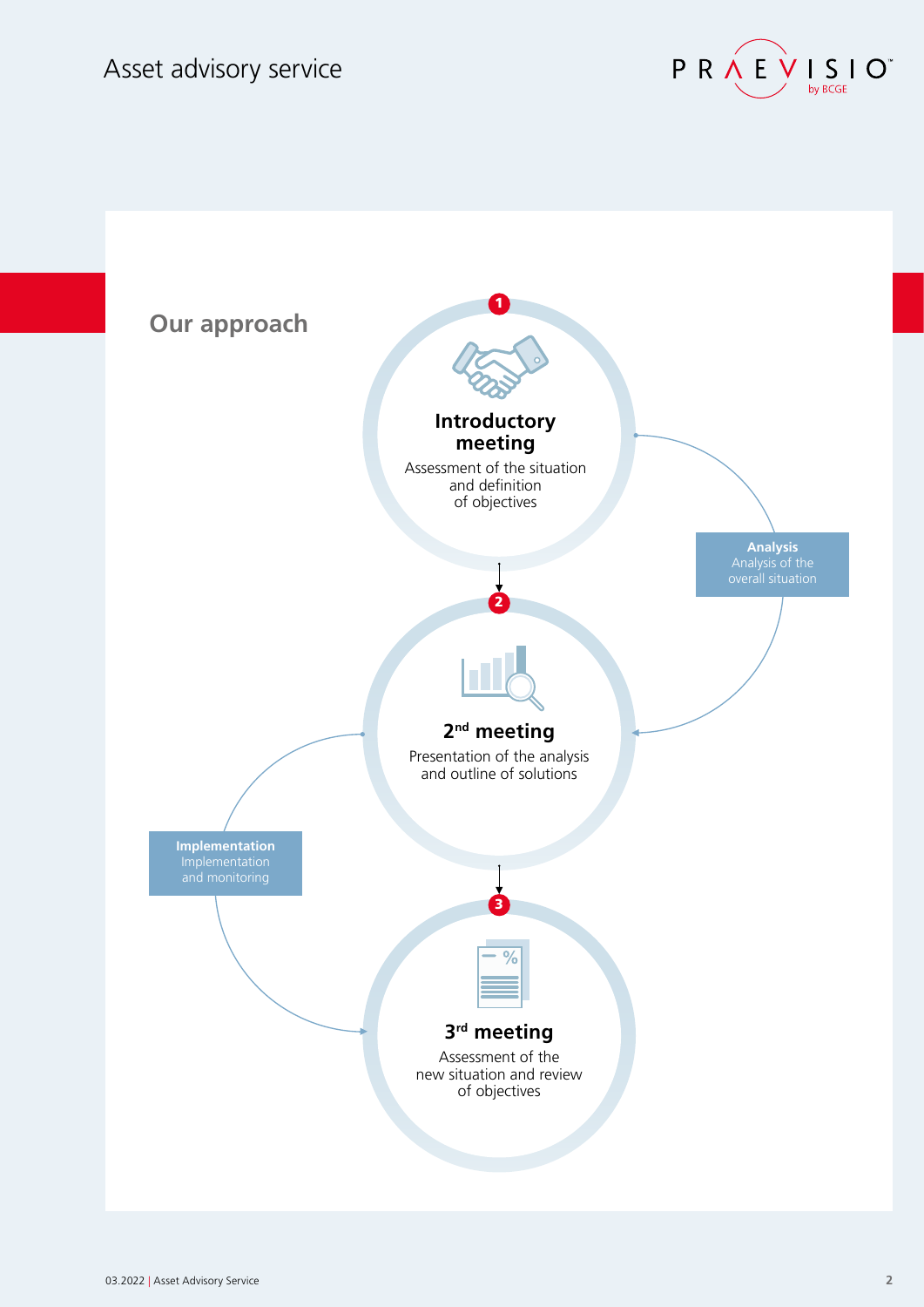## Our approach

**1. Introductory meeting**

Assessment of the situation and definition of objectives

**Analysis**
Analysis of the overall situation

**2. 2nd meeting**

Presentation of the analysis and outline of solutions

**Implementation**
Implementation and monitoring

**3. 3rd meeting**

Assessment of the new situation and review of objectives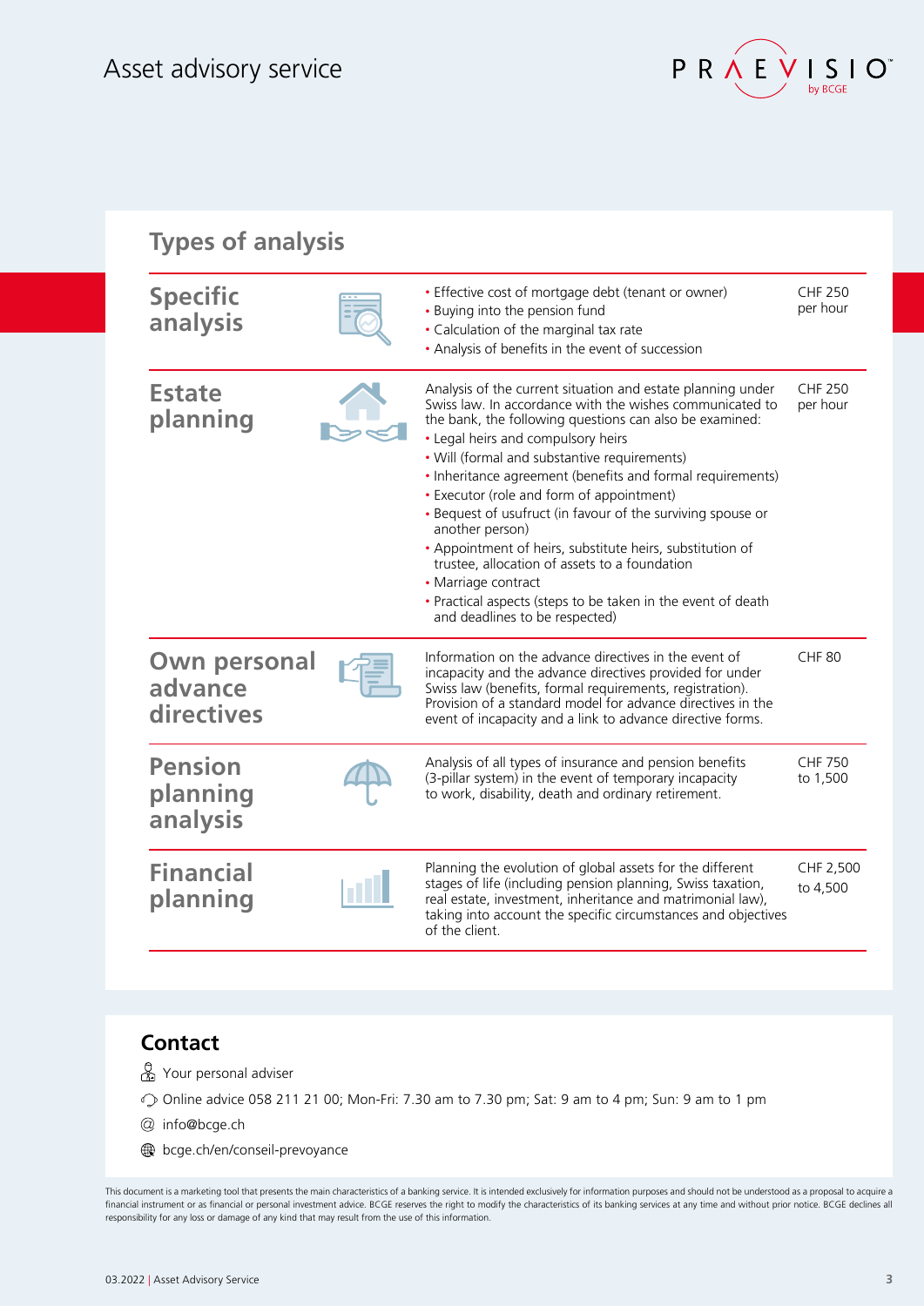# Asset advisory service

## Types of analysis

| | | |
|---|---|---|
| **Specific analysis** | • Effective cost of mortgage debt (tenant or owner)<br>• Buying into the pension fund<br>• Calculation of the marginal tax rate<br>• Analysis of benefits in the event of succession | CHF 250 per hour |
| **Estate planning** | Analysis of the current situation and estate planning under Swiss law. In accordance with the wishes communicated to the bank, the following questions can also be examined:<br>• Legal heirs and compulsory heirs<br>• Will (formal and substantive requirements)<br>• Inheritance agreement (benefits and formal requirements)<br>• Executor (role and form of appointment)<br>• Bequest of usufruct (in favour of the surviving spouse or another person)<br>• Appointment of heirs, substitute heirs, substitution of trustee, allocation of assets to a foundation<br>• Marriage contract<br>• Practical aspects (steps to be taken in the event of death and deadlines to be respected) | CHF 250 per hour |
| **Own personal advance directives** | Information on the advance directives in the event of incapacity and the advance directives provided for under Swiss law (benefits, formal requirements, registration). Provision of a standard model for advance directives in the event of incapacity and a link to advance directive forms. | CHF 80 |
| **Pension planning analysis** | Analysis of all types of insurance and pension benefits (3-pillar system) in the event of temporary incapacity to work, disability, death and ordinary retirement. | CHF 750 to 1,500 |
| **Financial planning** | Planning the evolution of global assets for the different stages of life (including pension planning, Swiss taxation, real estate, investment, inheritance and matrimonial law), taking into account the specific circumstances and objectives of the client. | CHF 2,500 to 4,500 |

## Contact

- Your personal adviser
- Online advice 058 211 21 00; Mon-Fri: 7.30 am to 7.30 pm; Sat: 9 am to 4 pm; Sun: 9 am to 1 pm
- info@bcge.ch
- bcge.ch/en/conseil-prevoyance

This document is a marketing tool that presents the main characteristics of a banking service. It is intended exclusively for information purposes and should not be understood as a proposal to acquire a financial instrument or as financial or personal investment advice. BCGE reserves the right to modify the characteristics of its banking services at any time and without prior notice. BCGE declines all responsibility for any loss or damage of any kind that may result from the use of this information.